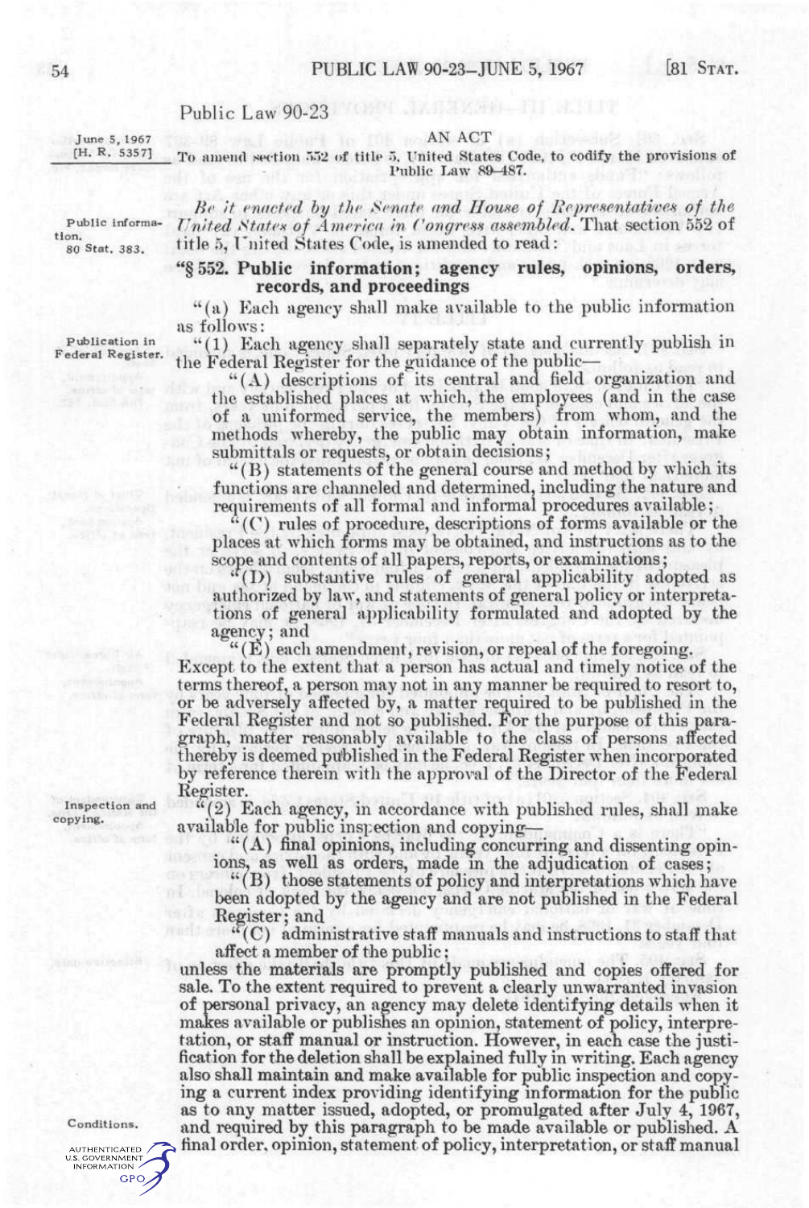# Public Law 90-23

June 5, 1967
[H. R. 5357]

AN ACT

To amend section 552 of title 5, United States Code, to codify the provisions of Public Law 89-487.

*Be it enacted by the Senate and House of Representatives of the United States of America in Congress assembled*, That section 552 of title 5, United States Code, is amended to read:

Public information.
80 Stat. 383.

## "§ 552. Public information; agency rules, opinions, orders, records, and proceedings

"(a) Each agency shall make available to the public information as follows:

Publication in Federal Register.

"(1) Each agency shall separately state and currently publish in the Federal Register for the guidance of the public—

"(A) descriptions of its central and field organization and the established places at which, the employees (and in the case of a uniformed service, the members) from whom, and the methods whereby, the public may obtain information, make submittals or requests, or obtain decisions;

"(B) statements of the general course and method by which its functions are channeled and determined, including the nature and requirements of all formal and informal procedures available;

"(C) rules of procedure, descriptions of forms available or the places at which forms may be obtained, and instructions as to the scope and contents of all papers, reports, or examinations;

"(D) substantive rules of general applicability adopted as authorized by law, and statements of general policy or interpretations of general applicability formulated and adopted by the agency; and

"(E) each amendment, revision, or repeal of the foregoing.

Except to the extent that a person has actual and timely notice of the terms thereof, a person may not in any manner be required to resort to, or be adversely affected by, a matter required to be published in the Federal Register and not so published. For the purpose of this paragraph, matter reasonably available to the class of persons affected thereby is deemed published in the Federal Register when incorporated by reference therein with the approval of the Director of the Federal Register.

Inspection and copying.

"(2) Each agency, in accordance with published rules, shall make available for public inspection and copying—

"(A) final opinions, including concurring and dissenting opinions, as well as orders, made in the adjudication of cases;

"(B) those statements of policy and interpretations which have been adopted by the agency and are not published in the Federal Register; and

"(C) administrative staff manuals and instructions to staff that affect a member of the public;

unless the materials are promptly published and copies offered for sale. To the extent required to prevent a clearly unwarranted invasion of personal privacy, an agency may delete identifying details when it makes available or publishes an opinion, statement of policy, interpretation, or staff manual or instruction. However, in each case the justification for the deletion shall be explained fully in writing. Each agency also shall maintain and make available for public inspection and copying a current index providing identifying information for the public as to any matter issued, adopted, or promulgated after July 4, 1967, and required by this paragraph to be made available or published. A final order, opinion, statement of policy, interpretation, or staff manual

Conditions.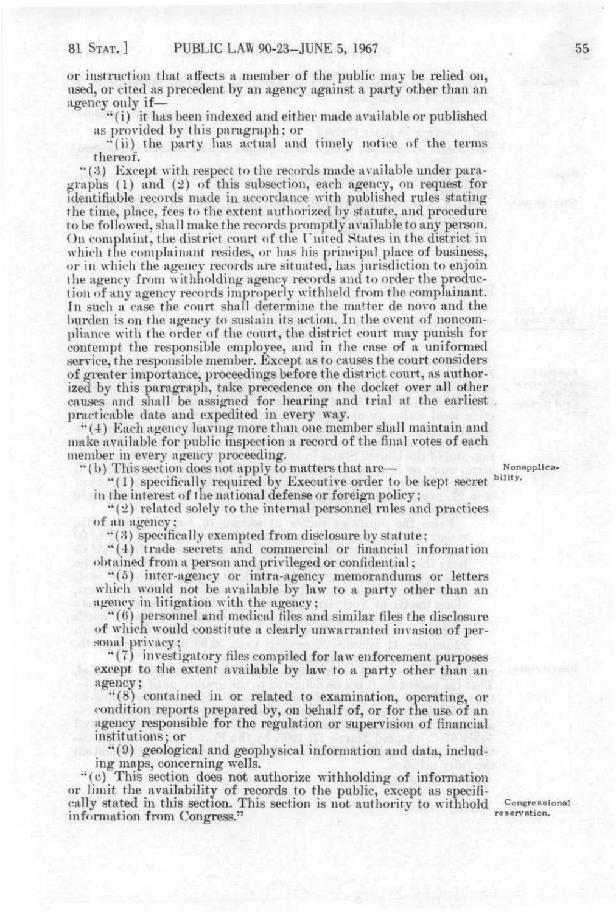or instruction that affects a member of the public may be relied on, used, or cited as precedent by an agency against a party other than an agency only if—

"(i) it has been indexed and either made available or published as provided by this paragraph; or

"(ii) the party has actual and timely notice of the terms thereof.

"(3) Except with respect to the records made available under paragraphs (1) and (2) of this subsection, each agency, on request for identifiable records made in accordance with published rules stating the time, place, fees to the extent authorized by statute, and procedure to be followed, shall make the records promptly available to any person. On complaint, the district court of the United States in the district in which the complainant resides, or has his principal place of business, or in which the agency records are situated, has jurisdiction to enjoin the agency from withholding agency records and to order the production of any agency records improperly withheld from the complainant. In such a case the court shall determine the matter de novo and the burden is on the agency to sustain its action. In the event of noncompliance with the order of the court, the district court may punish for contempt the responsible employee, and in the case of a uniformed service, the responsible member. Except as to causes the court considers of greater importance, proceedings before the district court, as authorized by this paragraph, take precedence on the docket over all other causes and shall be assigned for hearing and trial at the earliest practicable date and expedited in every way.

"(4) Each agency having more than one member shall maintain and make available for public inspection a record of the final votes of each member in every agency proceeding.

"(b) This section does not apply to matters that are—

Nonapplicability.

"(1) specifically required by Executive order to be kept secret in the interest of the national defense or foreign policy;

"(2) related solely to the internal personnel rules and practices of an agency;

"(3) specifically exempted from disclosure by statute;

"(4) trade secrets and commercial or financial information obtained from a person and privileged or confidential;

"(5) inter-agency or intra-agency memorandums or letters which would not be available by law to a party other than an agency in litigation with the agency;

"(6) personnel and medical files and similar files the disclosure of which would constitute a clearly unwarranted invasion of personal privacy;

"(7) investigatory files compiled for law enforcement purposes except to the extent available by law to a party other than an agency;

"(8) contained in or related to examination, operating, or condition reports prepared by, on behalf of, or for the use of an agency responsible for the regulation or supervision of financial institutions; or

"(9) geological and geophysical information and data, including maps, concerning wells.

"(c) This section does not authorize withholding of information or limit the availability of records to the public, except as specifically stated in this section. This section is not authority to withhold information from Congress."

Congressional reservation.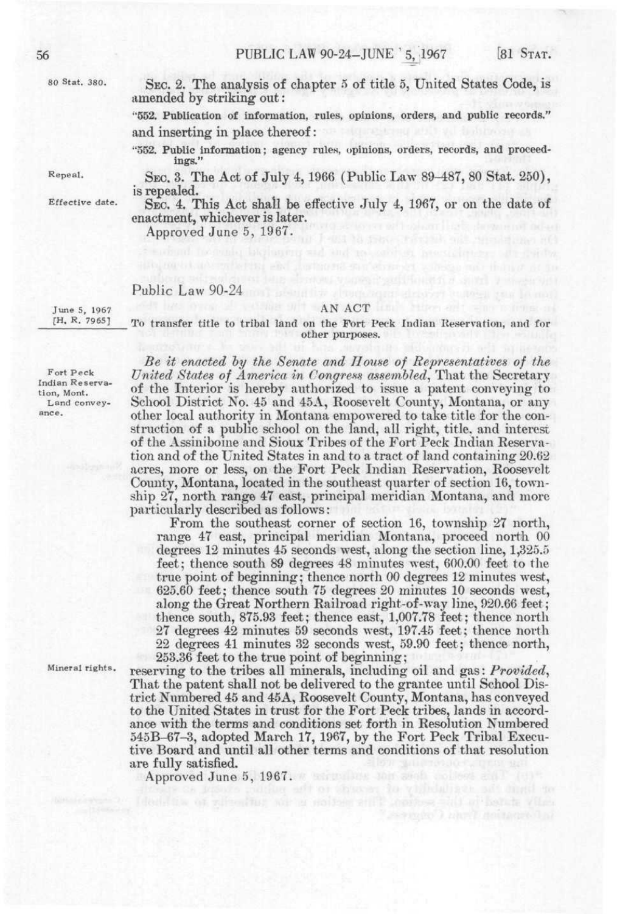80 Stat. 380.

SEC. 2. The analysis of chapter 5 of title 5, United States Code, is amended by striking out:

"552. Publication of information, rules, opinions, orders, and public records."

and inserting in place thereof:

"552. Public information; agency rules, opinions, orders, records, and proceedings."

Repeal.

SEC. 3. The Act of July 4, 1966 (Public Law 89-487, 80 Stat. 250), is repealed.

Effective date.

SEC. 4. This Act shall be effective July 4, 1967, or on the date of enactment, whichever is later.

Approved June 5, 1967.

## Public Law 90-24

June 5, 1967
[H. R. 7965]

### AN ACT

To transfer title to tribal land on the Fort Peck Indian Reservation, and for other purposes.

Fort Peck Indian Reservation, Mont.
Land conveyance.

*Be it enacted by the Senate and House of Representatives of the United States of America in Congress assembled*, That the Secretary of the Interior is hereby authorized to issue a patent conveying to School District No. 45 and 45A, Roosevelt County, Montana, or any other local authority in Montana empowered to take title for the construction of a public school on the land, all right, title, and interest of the Assiniboine and Sioux Tribes of the Fort Peck Indian Reservation and of the United States in and to a tract of land containing 20.62 acres, more or less, on the Fort Peck Indian Reservation, Roosevelt County, Montana, located in the southeast quarter of section 16, township 27, north range 47 east, principal meridian Montana, and more particularly described as follows:

From the southeast corner of section 16, township 27 north, range 47 east, principal meridian Montana, proceed north 00 degrees 12 minutes 45 seconds west, along the section line, 1,325.5 feet; thence south 89 degrees 48 minutes west, 600.00 feet to the true point of beginning; thence north 00 degrees 12 minutes west, 625.60 feet; thence south 75 degrees 20 minutes 10 seconds west, along the Great Northern Railroad right-of-way line, 920.66 feet; thence south, 875.93 feet; thence east, 1,007.78 feet; thence north 27 degrees 42 minutes 59 seconds west, 197.45 feet; thence north 22 degrees 41 minutes 32 seconds west, 59.90 feet; thence north, 253.36 feet to the true point of beginning;

Mineral rights.

reserving to the tribes all minerals, including oil and gas: *Provided*, That the patent shall not be delivered to the grantee until School District Numbered 45 and 45A, Roosevelt County, Montana, has conveyed to the United States in trust for the Fort Peck tribes, lands in accordance with the terms and conditions set forth in Resolution Numbered 545B-67-3, adopted March 17, 1967, by the Fort Peck Tribal Executive Board and until all other terms and conditions of that resolution are fully satisfied.

Approved June 5, 1967.